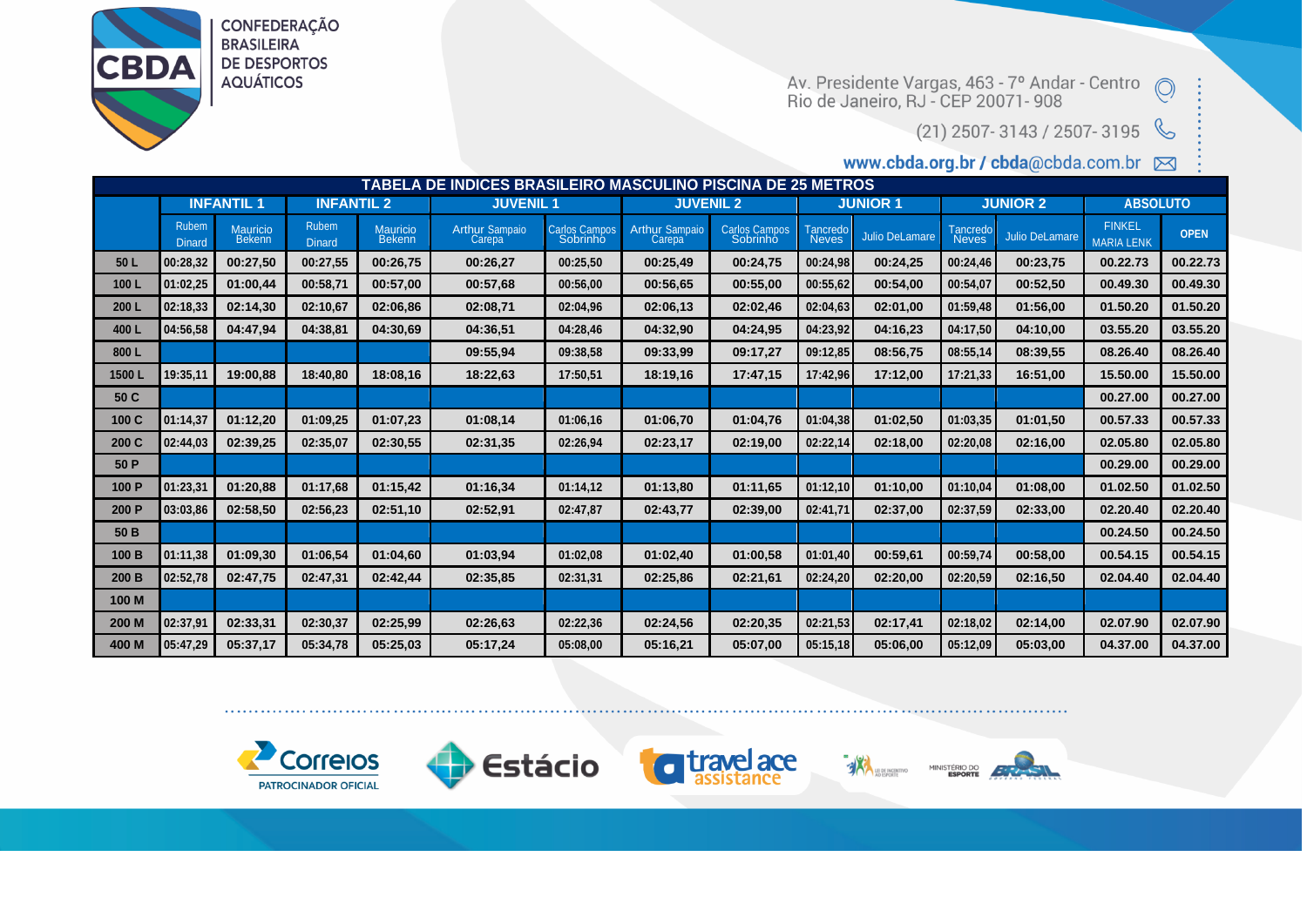CONFEDERAÇÃO BRASILEIRA DE DESPORTOS AQUÁTICOS

Av. Presidente Vargas, 463 - 7º Andar - Centro
Rio de Janeiro, RJ - CEP 20071- 908

(21) 2507- 3143 / 2507- 3195

www.cbda.org.br / cbda@cbda.com.br

| TABELA DE INDICES BRASILEIRO MASCULINO PISCINA DE 25 METROS | | | | | | | | | | | | | |
|---|---|---|---|---|---|---|---|---|---|---|---|---|---|
| | INFANTIL 1 | | INFANTIL 2 | | JUVENIL 1 | | JUVENIL 2 | | JUNIOR 1 | | JUNIOR 2 | | ABSOLUTO | |
| | Rubem Dinard | Mauricio Bekenn | Rubem Dinard | Mauricio Bekenn | Arthur Sampaio Carepa | Carlos Campos Sobrinho | Arthur Sampaio Carepa | Carlos Campos Sobrinho | Tancredo Neves | Julio DeLamare | Tancredo Neves | Julio DeLamare | FINKEL MARIA LENK | OPEN |
| 50 L | 00:28,32 | 00:27,50 | 00:27,55 | 00:26,75 | 00:26,27 | 00:25,50 | 00:25,49 | 00:24,75 | 00:24,98 | 00:24,25 | 00:24,46 | 00:23,75 | 00.22.73 | 00.22.73 |
| 100 L | 01:02,25 | 01:00,44 | 00:58,71 | 00:57,00 | 00:57,68 | 00:56,00 | 00:56,65 | 00:55,00 | 00:55,62 | 00:54,00 | 00:54,07 | 00:52,50 | 00.49.30 | 00.49.30 |
| 200 L | 02:18,33 | 02:14,30 | 02:10,67 | 02:06,86 | 02:08,71 | 02:04,96 | 02:06,13 | 02:02,46 | 02:04,63 | 02:01,00 | 01:59,48 | 01:56,00 | 01.50.20 | 01.50.20 |
| 400 L | 04:56,58 | 04:47,94 | 04:38,81 | 04:30,69 | 04:36,51 | 04:28,46 | 04:32,90 | 04:24,95 | 04:23,92 | 04:16,23 | 04:17,50 | 04:10,00 | 03.55.20 | 03.55.20 |
| 800 L | | | | | 09:55,94 | 09:38,58 | 09:33,99 | 09:17,27 | 09:12,85 | 08:56,75 | 08:55,14 | 08:39,55 | 08.26.40 | 08.26.40 |
| 1500 L | 19:35,11 | 19:00,88 | 18:40,80 | 18:08,16 | 18:22,63 | 17:50,51 | 18:19,16 | 17:47,15 | 17:42,96 | 17:12,00 | 17:21,33 | 16:51,00 | 15.50.00 | 15.50.00 |
| 50 C | | | | | | | | | | | | | 00.27.00 | 00.27.00 |
| 100 C | 01:14,37 | 01:12,20 | 01:09,25 | 01:07,23 | 01:08,14 | 01:06,16 | 01:06,70 | 01:04,76 | 01:04,38 | 01:02,50 | 01:03,35 | 01:01,50 | 00.57.33 | 00.57.33 |
| 200 C | 02:44,03 | 02:39,25 | 02:35,07 | 02:30,55 | 02:31,35 | 02:26,94 | 02:23,17 | 02:19,00 | 02:22,14 | 02:18,00 | 02:20,08 | 02:16,00 | 02.05.80 | 02.05.80 |
| 50 P | | | | | | | | | | | | | 00.29.00 | 00.29.00 |
| 100 P | 01:23,31 | 01:20,88 | 01:17,68 | 01:15,42 | 01:16,34 | 01:14,12 | 01:13,80 | 01:11,65 | 01:12,10 | 01:10,00 | 01:10,04 | 01:08,00 | 01.02.50 | 01.02.50 |
| 200 P | 03:03,86 | 02:58,50 | 02:56,23 | 02:51,10 | 02:52,91 | 02:47,87 | 02:43,77 | 02:39,00 | 02:41,71 | 02:37,00 | 02:37,59 | 02:33,00 | 02.20.40 | 02.20.40 |
| 50 B | | | | | | | | | | | | | 00.24.50 | 00.24.50 |
| 100 B | 01:11,38 | 01:09,30 | 01:06,54 | 01:04,60 | 01:03,94 | 01:02,08 | 01:02,40 | 01:00,58 | 01:01,40 | 00:59,61 | 00:59,74 | 00:58,00 | 00.54.15 | 00.54.15 |
| 200 B | 02:52,78 | 02:47,75 | 02:47,31 | 02:42,44 | 02:35,85 | 02:31,31 | 02:25,86 | 02:21,61 | 02:24,20 | 02:20,00 | 02:20,59 | 02:16,50 | 02.04.40 | 02.04.40 |
| 100 M | | | | | | | | | | | | | | |
| 200 M | 02:37,91 | 02:33,31 | 02:30,37 | 02:25,99 | 02:26,63 | 02:22,36 | 02:24,56 | 02:20,35 | 02:21,53 | 02:17,41 | 02:18,02 | 02:14,00 | 02.07.90 | 02.07.90 |
| 400 M | 05:47,29 | 05:37,17 | 05:34,78 | 05:25,03 | 05:17,24 | 05:08,00 | 05:16,21 | 05:07,00 | 05:15,18 | 05:06,00 | 05:12,09 | 05:03,00 | 04.37.00 | 04.37.00 |

Correios PATROCINADOR OFICIAL · Estácio · travel ace assistance · Lei de Incentivo ao Esporte · Ministério do Esporte · Brasil Governo Federal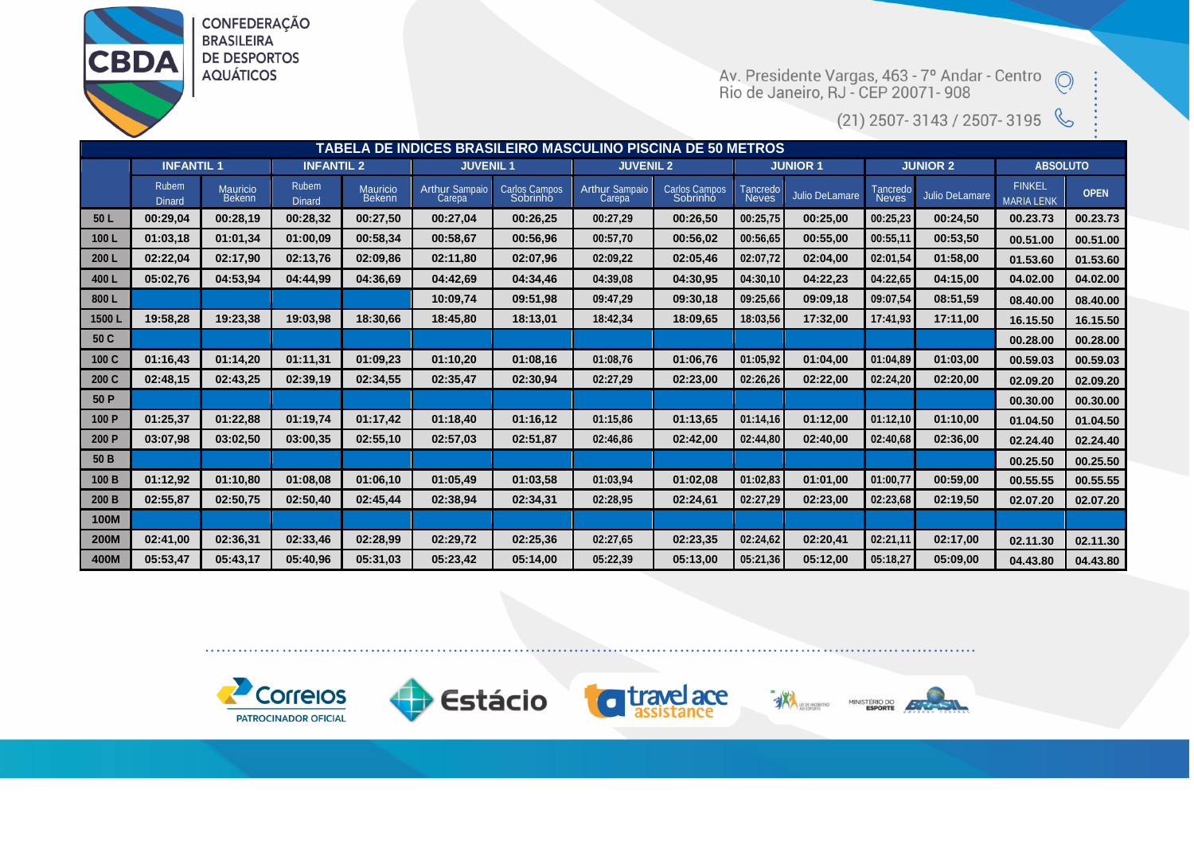CONFEDERAÇÃO BRASILEIRA DE DESPORTOS AQUÁTICOS

Av. Presidente Vargas, 463 - 7º Andar - Centro
Rio de Janeiro, RJ - CEP 20071- 908

(21) 2507- 3143 / 2507- 3195

| TABELA DE INDICES BRASILEIRO MASCULINO PISCINA DE 50 METROS | | | | | | | | | | | | | | |
|---|---|---|---|---|---|---|---|---|---|---|---|---|---|---|
| | INFANTIL 1 | | INFANTIL 2 | | JUVENIL 1 | | JUVENIL 2 | | JUNIOR 1 | | JUNIOR 2 | | ABSOLUTO | |
| | Rubem Dinard | Mauricio Bekenn | Rubem Dinard | Mauricio Bekenn | Arthur Sampaio Carepa | Carlos Campos Sobrinho | Arthur Sampaio Carepa | Carlos Campos Sobrinho | Tancredo Neves | Julio DeLamare | Tancredo Neves | Julio DeLamare | FINKEL MARIA LENK | OPEN |
| 50 L | 00:29,04 | 00:28,19 | 00:28,32 | 00:27,50 | 00:27,04 | 00:26,25 | 00:27,29 | 00:26,50 | 00:25,75 | 00:25,00 | 00:25,23 | 00:24,50 | 00.23.73 | 00.23.73 |
| 100 L | 01:03,18 | 01:01,34 | 01:00,09 | 00:58,34 | 00:58,67 | 00:56,96 | 00:57,70 | 00:56,02 | 00:56,65 | 00:55,00 | 00:55,11 | 00:53,50 | 00.51.00 | 00.51.00 |
| 200 L | 02:22,04 | 02:17,90 | 02:13,76 | 02:09,86 | 02:11,80 | 02:07,96 | 02:09,22 | 02:05,46 | 02:07,72 | 02:04,00 | 02:01,54 | 01:58,00 | 01.53.60 | 01.53.60 |
| 400 L | 05:02,76 | 04:53,94 | 04:44,99 | 04:36,69 | 04:42,69 | 04:34,46 | 04:39,08 | 04:30,95 | 04:30,10 | 04:22,23 | 04:22,65 | 04:15,00 | 04.02.00 | 04.02.00 |
| 800 L | | | | | 10:09,74 | 09:51,98 | 09:47,29 | 09:30,18 | 09:25,66 | 09:09,18 | 09:07,54 | 08:51,59 | 08.40.00 | 08.40.00 |
| 1500 L | 19:58,28 | 19:23,38 | 19:03,98 | 18:30,66 | 18:45,80 | 18:13,01 | 18:42,34 | 18:09,65 | 18:03,56 | 17:32,00 | 17:41,93 | 17:11,00 | 16.15.50 | 16.15.50 |
| 50 C | | | | | | | | | | | | | 00.28.00 | 00.28.00 |
| 100 C | 01:16,43 | 01:14,20 | 01:11,31 | 01:09,23 | 01:10,20 | 01:08,16 | 01:08,76 | 01:06,76 | 01:05,92 | 01:04,00 | 01:04,89 | 01:03,00 | 00.59.03 | 00.59.03 |
| 200 C | 02:48,15 | 02:43,25 | 02:39,19 | 02:34,55 | 02:35,47 | 02:30,94 | 02:27,29 | 02:23,00 | 02:26,26 | 02:22,00 | 02:24,20 | 02:20,00 | 02.09.20 | 02.09.20 |
| 50 P | | | | | | | | | | | | | 00.30.00 | 00.30.00 |
| 100 P | 01:25,37 | 01:22,88 | 01:19,74 | 01:17,42 | 01:18,40 | 01:16,12 | 01:15,86 | 01:13,65 | 01:14,16 | 01:12,00 | 01:12,10 | 01:10,00 | 01.04.50 | 01.04.50 |
| 200 P | 03:07,98 | 03:02,50 | 03:00,35 | 02:55,10 | 02:57,03 | 02:51,87 | 02:46,86 | 02:42,00 | 02:44,80 | 02:40,00 | 02:40,68 | 02:36,00 | 02.24.40 | 02.24.40 |
| 50 B | | | | | | | | | | | | | 00.25.50 | 00.25.50 |
| 100 B | 01:12,92 | 01:10,80 | 01:08,08 | 01:06,10 | 01:05,49 | 01:03,58 | 01:03,94 | 01:02,08 | 01:02,83 | 01:01,00 | 01:00,77 | 00:59,00 | 00.55.55 | 00.55.55 |
| 200 B | 02:55,87 | 02:50,75 | 02:50,40 | 02:45,44 | 02:38,94 | 02:34,31 | 02:28,95 | 02:24,61 | 02:27,29 | 02:23,00 | 02:23,68 | 02:19,50 | 02.07.20 | 02.07.20 |
| 100M | | | | | | | | | | | | | | |
| 200M | 02:41,00 | 02:36,31 | 02:33,46 | 02:28,99 | 02:29,72 | 02:25,36 | 02:27,65 | 02:23,35 | 02:24,62 | 02:20,41 | 02:21,11 | 02:17,00 | 02.11.30 | 02.11.30 |
| 400M | 05:53,47 | 05:43,17 | 05:40,96 | 05:31,03 | 05:23,42 | 05:14,00 | 05:22,39 | 05:13,00 | 05:21,36 | 05:12,00 | 05:18,27 | 05:09,00 | 04.43.80 | 04.43.80 |

Correios PATROCINADOR OFICIAL

Estácio

travel ace assistance

MINISTÉRIO DO ESPORTE